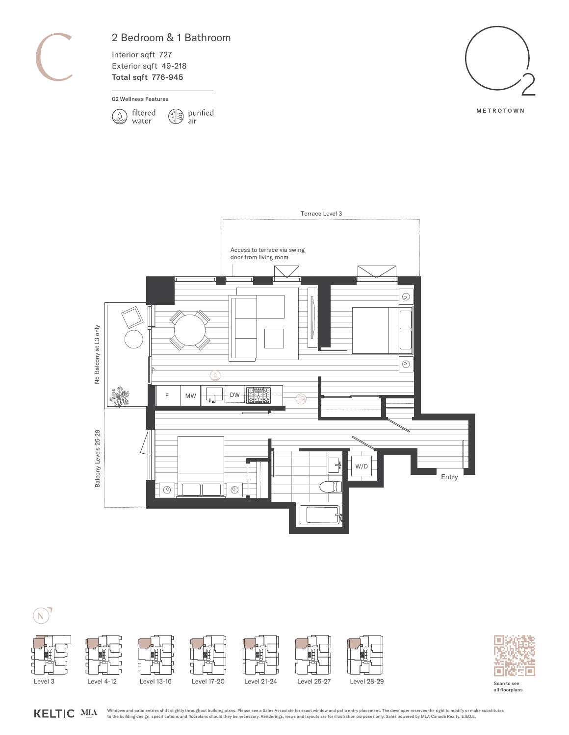# C

## 2 Bedroom & 1 Bathroom

Interior sqft 727
Exterior sqft 49-218
**Total sqft 776-945**

02 Wellness Features

filtered water

purified air

O2 METROTOWN

Terrace Level 3

Access to terrace via swing door from living room

No Balcony at L3 only

Balcony Levels 25-29

F

MW

DW

W/D

Entry

N

Level 3

Level 4-12

Level 13-16

Level 17-20

Level 21-24

Level 25-27

Level 28-29

Scan to see all floorplans

KELTIC MLA

Windows and patio entries shift slightly throughout building plans. Please see a Sales Associate for exact window and patio entry placement. The developer reserves the right to modify or make substitutes to the building design, specifications and floorplans should they be necessary. Renderings, views and layouts are for illustration purposes only. Sales powered by MLA Canada Realty. E.&O.E.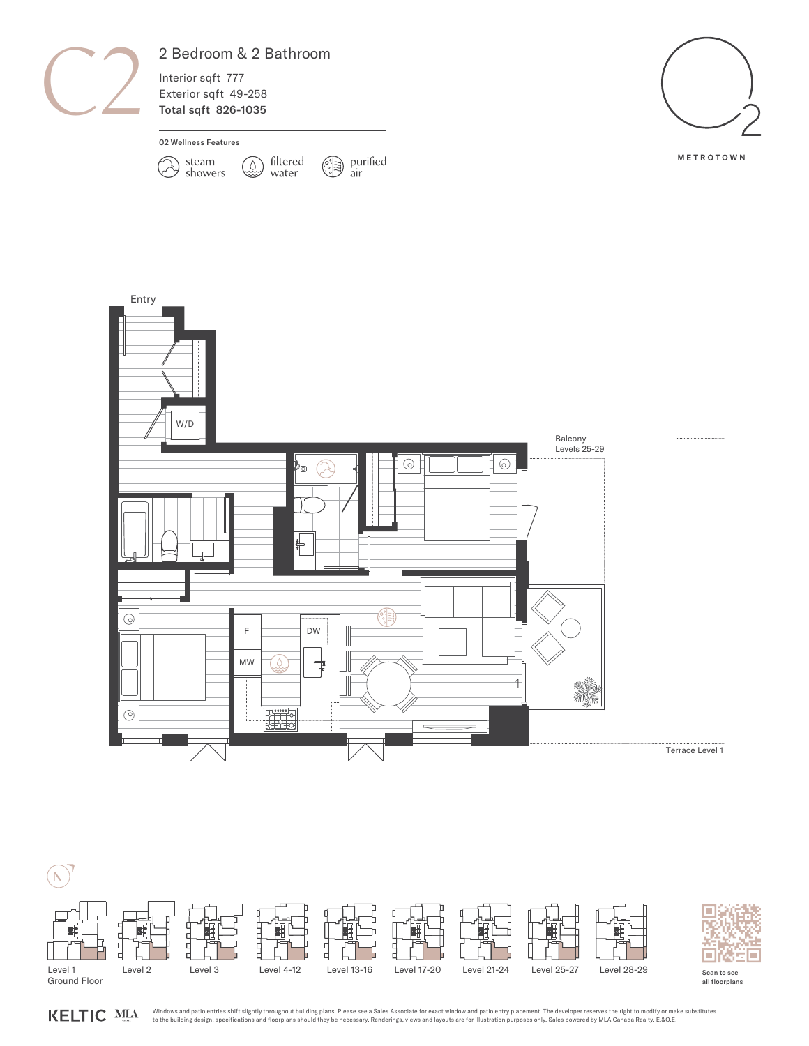# C2

## 2 Bedroom & 2 Bathroom

Interior sqft 777
Exterior sqft 49-258
**Total sqft 826-1035**

**O2 Wellness Features**

- steam showers
- filtered water
- purified air

O2 METROTOWN

Entry

W/D

Balcony
Levels 25-29

F

DW

MW

Terrace Level 1

N

Level 1
Ground Floor

Level 2

Level 3

Level 4-12

Level 13-16

Level 17-20

Level 21-24

Level 25-27

Level 28-29

Scan to see all floorplans

KELTIC MLA

Windows and patio entries shift slightly throughout building plans. Please see a Sales Associate for exact window and patio entry placement. The developer reserves the right to modify or make substitutes to the building design, specifications and floorplans should they be necessary. Renderings, views and layouts are for illustration purposes only. Sales powered by MLA Canada Realty. E.&O.E.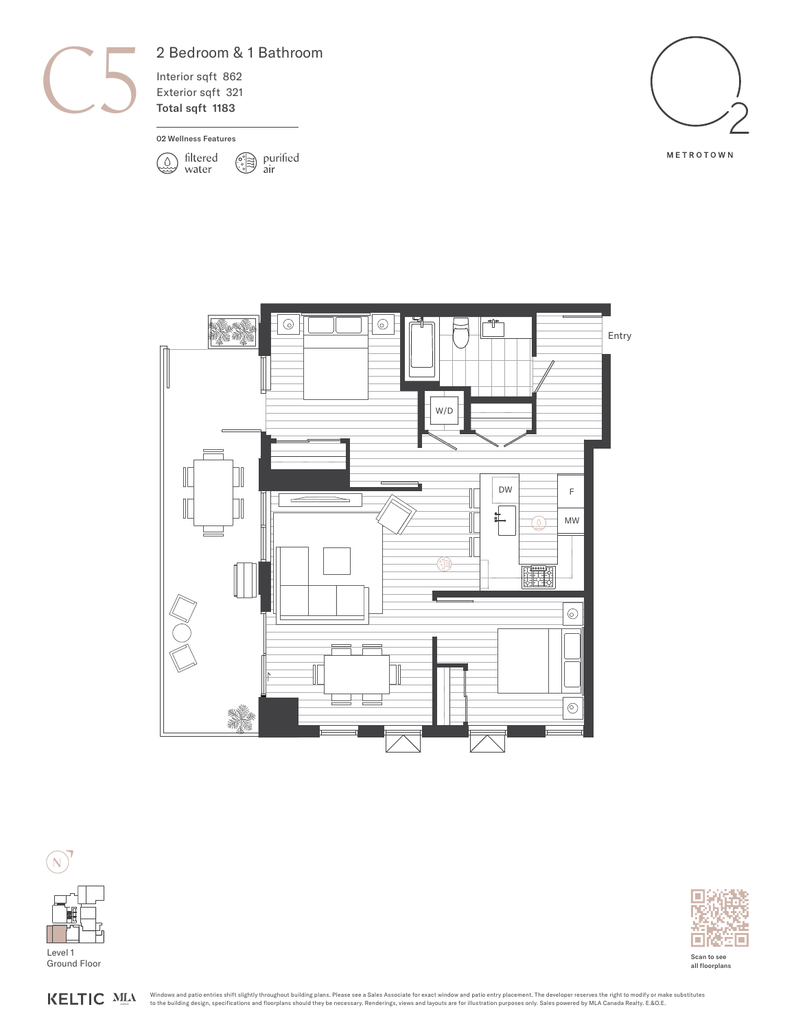# C5

## 2 Bedroom & 1 Bathroom

Interior sqft 862
Exterior sqft 321
**Total sqft 1183**

**02 Wellness Features**

filtered water

purified air

O2 METROTOWN

Entry

W/D

DW

F

MW

Level 1
Ground Floor

Scan to see all floorplans

KELTIC MLA

Windows and patio entries shift slightly throughout building plans. Please see a Sales Associate for exact window and patio entry placement. The developer reserves the right to modify or make substitutes to the building design, specifications and floorplans should they be necessary. Renderings, views and layouts are for illustration purposes only. Sales powered by MLA Canada Realty. E.&O.E.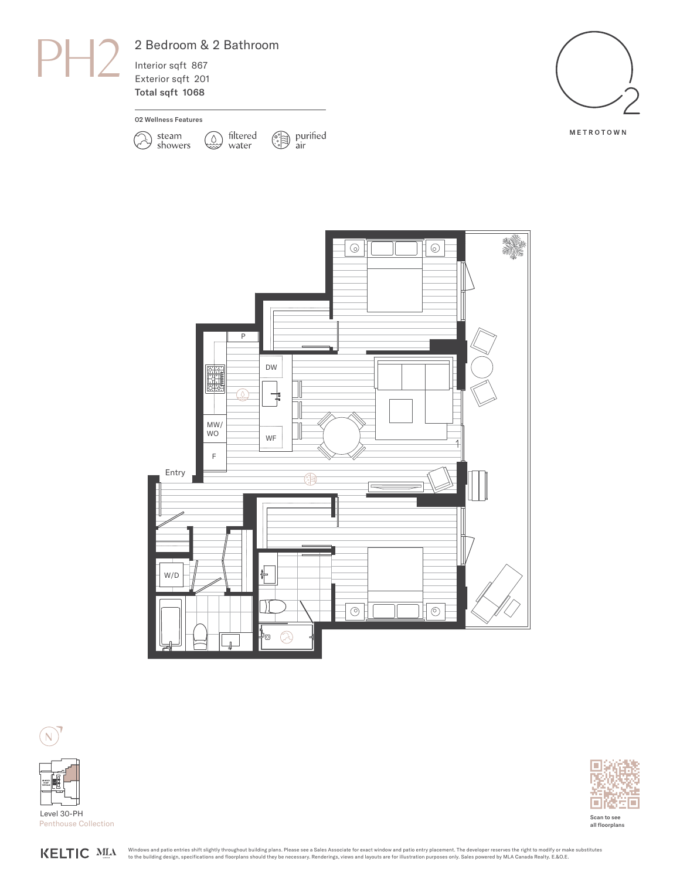# PH2

## 2 Bedroom & 2 Bathroom

Interior sqft 867
Exterior sqft 201
**Total sqft 1068**

02 Wellness Features

steam showers
filtered water
purified air

O2
METROTOWN

P
DW
MW/ WO
WF
F
Entry
W/D

Level 30-PH
Penthouse Collection

Scan to see all floorplans

KELTIC MLA

Windows and patio entries shift slightly throughout building plans. Please see a Sales Associate for exact window and patio entry placement. The developer reserves the right to modify or make substitutes to the building design, specifications and floorplans should they be necessary. Renderings, views and layouts are for illustration purposes only. Sales powered by MLA Canada Realty. E.&O.E.